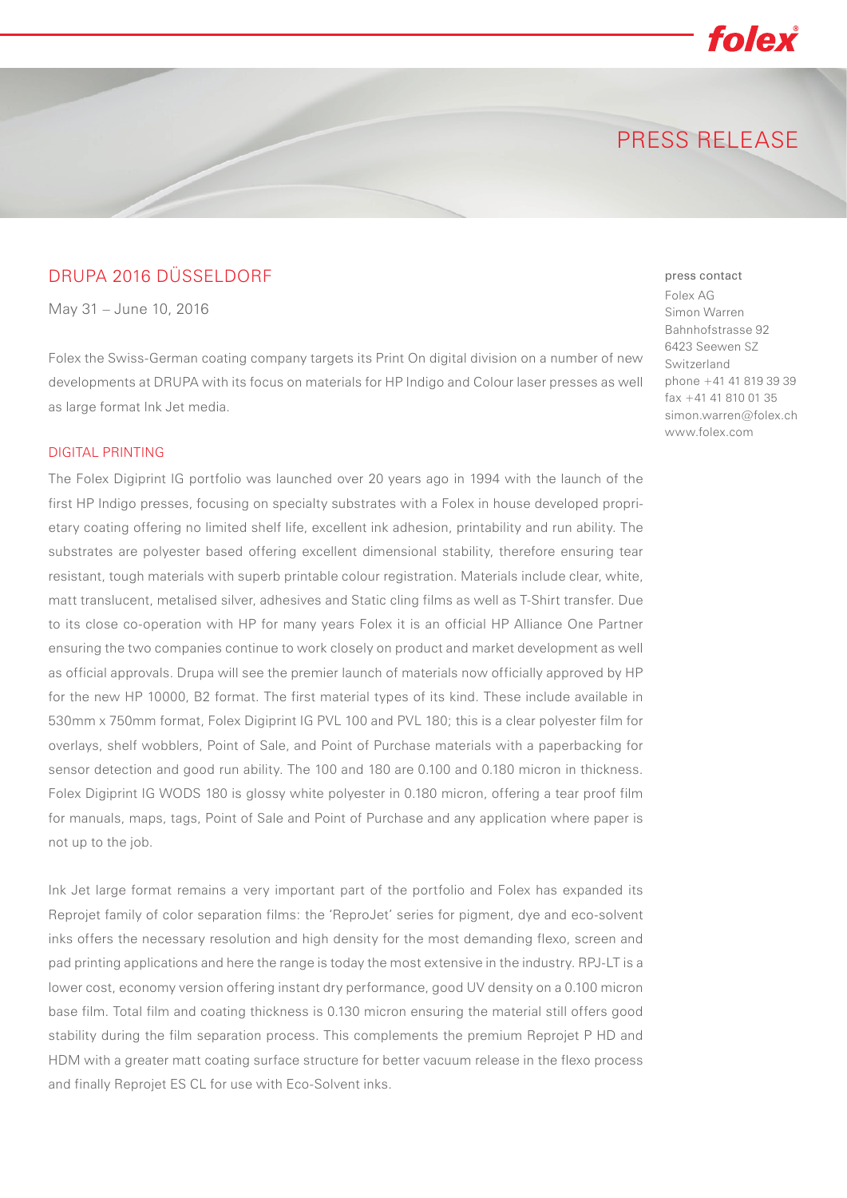# PRESS RELEASE

## DRUPA 2016 DÜSSELDORF

May 31 – June 10, 2016

Folex the Swiss-German coating company targets its Print On digital division on a number of new developments at DRUPA with its focus on materials for HP Indigo and Colour laser presses as well as large format Ink Jet media.

### DIGITAL PRINTING

The Folex Digiprint IG portfolio was launched over 20 years ago in 1994 with the launch of the first HP Indigo presses, focusing on specialty substrates with a Folex in house developed proprietary coating offering no limited shelf life, excellent ink adhesion, printability and run ability. The substrates are polyester based offering excellent dimensional stability, therefore ensuring tear resistant, tough materials with superb printable colour registration. Materials include clear, white, matt translucent, metalised silver, adhesives and Static cling films as well as T-Shirt transfer. Due to its close co-operation with HP for many years Folex it is an official HP Alliance One Partner ensuring the two companies continue to work closely on product and market development as well as official approvals. Drupa will see the premier launch of materials now officially approved by HP for the new HP 10000, B2 format. The first material types of its kind. These include available in 530mm x 750mm format, Folex Digiprint IG PVL 100 and PVL 180; this is a clear polyester film for overlays, shelf wobblers, Point of Sale, and Point of Purchase materials with a paperbacking for sensor detection and good run ability. The 100 and 180 are 0.100 and 0.180 micron in thickness. Folex Digiprint IG WODS 180 is glossy white polyester in 0.180 micron, offering a tear proof film for manuals, maps, tags, Point of Sale and Point of Purchase and any application where paper is not up to the job.

Ink Jet large format remains a very important part of the portfolio and Folex has expanded its Reprojet family of color separation films: the 'ReproJet' series for pigment, dye and eco-solvent inks offers the necessary resolution and high density for the most demanding flexo, screen and pad printing applications and here the range is today the most extensive in the industry. RPJ-LT is a lower cost, economy version offering instant dry performance, good UV density on a 0.100 micron base film. Total film and coating thickness is 0.130 micron ensuring the material still offers good stability during the film separation process. This complements the premium Reprojet P HD and HDM with a greater matt coating surface structure for better vacuum release in the flexo process and finally Reprojet ES CL for use with Eco-Solvent inks.

press contact
Folex AG
Simon Warren
Bahnhofstrasse 92
6423 Seewen SZ
Switzerland
phone +41 41 819 39 39
fax +41 41 810 01 35
simon.warren@folex.ch
www.folex.com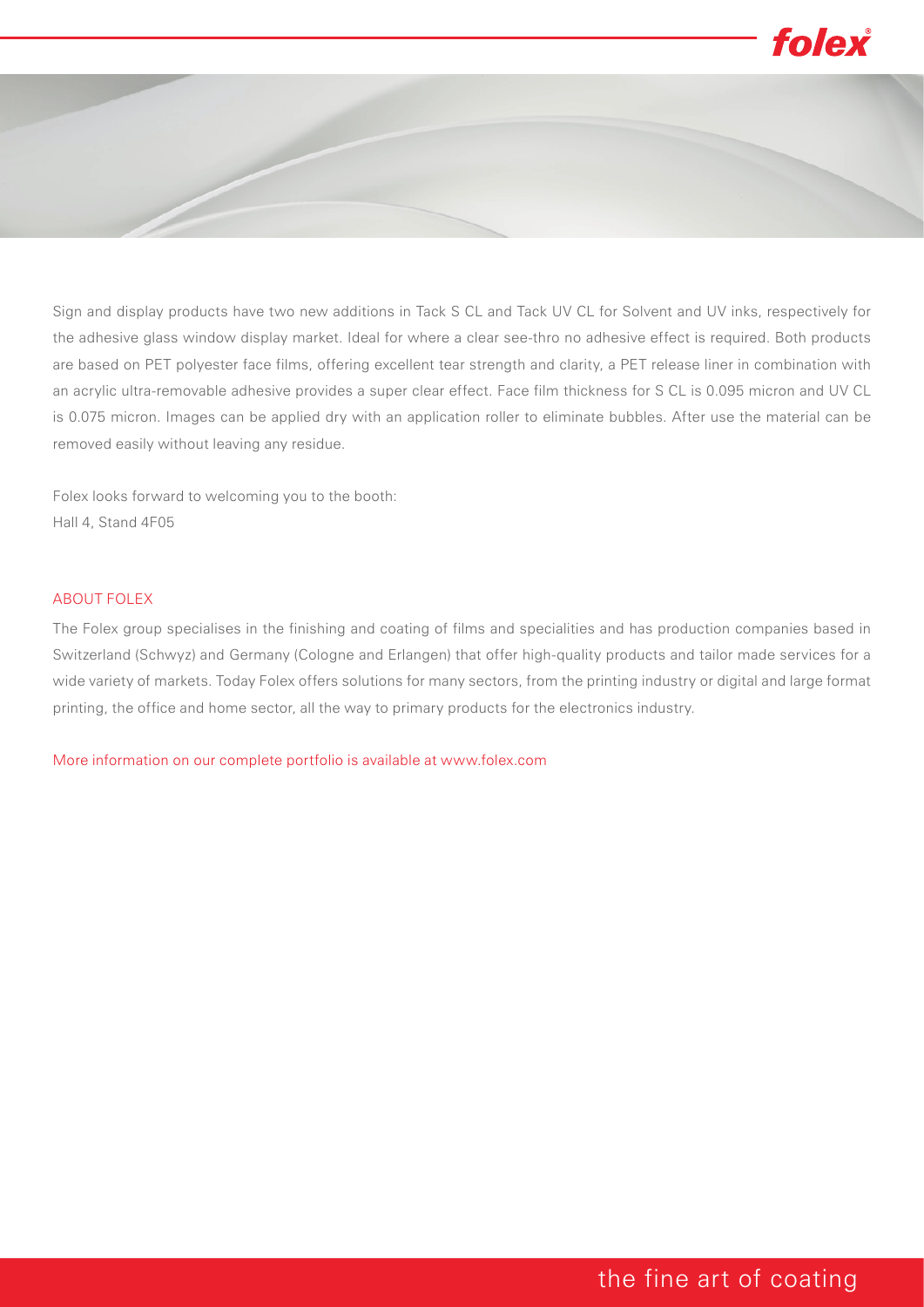Sign and display products have two new additions in Tack S CL and Tack UV CL for Solvent and UV inks, respectively for the adhesive glass window display market. Ideal for where a clear see-thro no adhesive effect is required. Both products are based on PET polyester face films, offering excellent tear strength and clarity, a PET release liner in combination with an acrylic ultra-removable adhesive provides a super clear effect. Face film thickness for S CL is 0.095 micron and UV CL is 0.075 micron. Images can be applied dry with an application roller to eliminate bubbles. After use the material can be removed easily without leaving any residue.

Folex looks forward to welcoming you to the booth:
Hall 4, Stand 4F05

## ABOUT FOLEX

The Folex group specialises in the finishing and coating of films and specialities and has production companies based in Switzerland (Schwyz) and Germany (Cologne and Erlangen) that offer high-quality products and tailor made services for a wide variety of markets. Today Folex offers solutions for many sectors, from the printing industry or digital and large format printing, the office and home sector, all the way to primary products for the electronics industry.

More information on our complete portfolio is available at www.folex.com